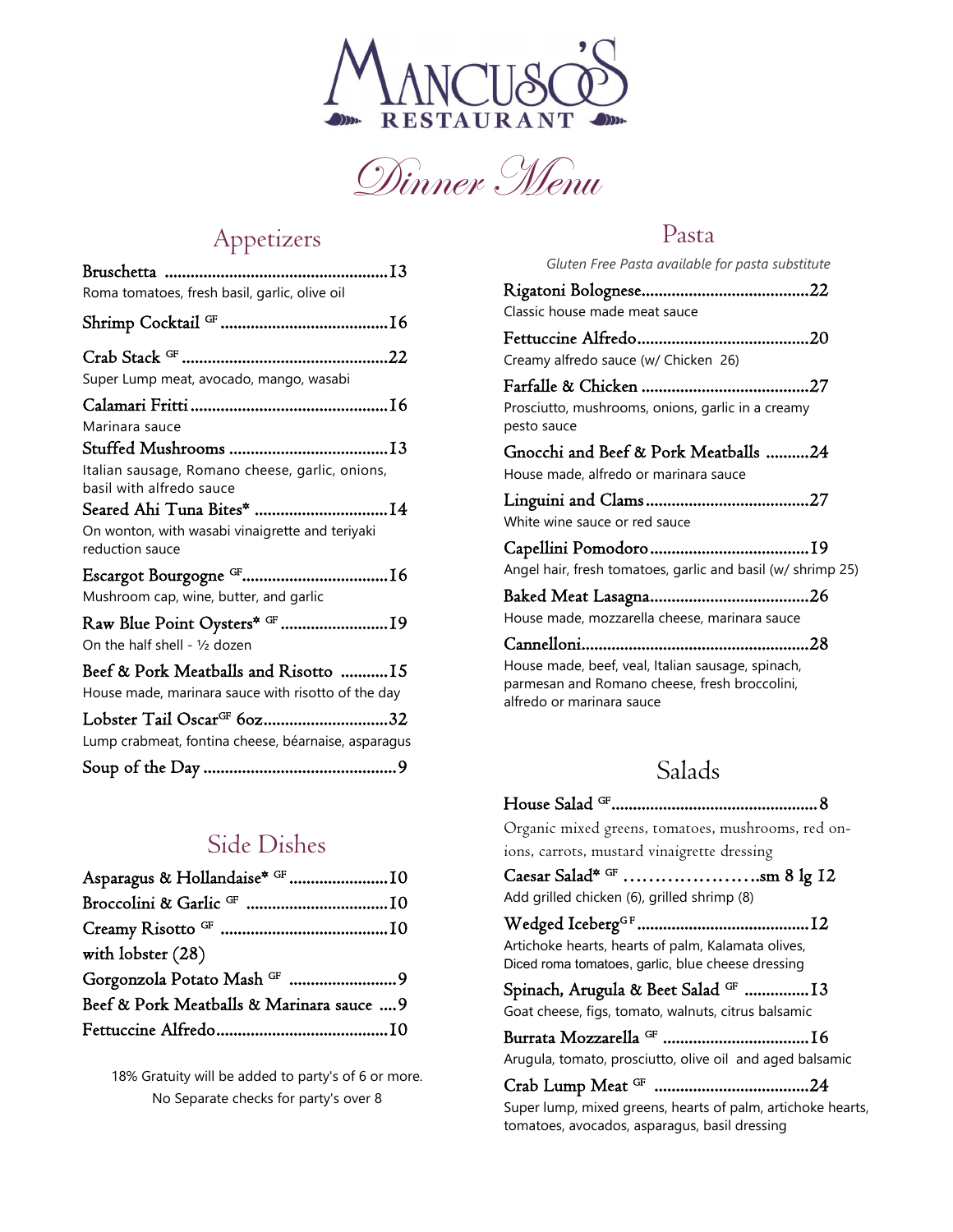# MANCUSO'S RESTAURANT

## Dinner Menu

## Appetizers

**Bruschetta** ....................................................13
Roma tomatoes, fresh basil, garlic, olive oil

**Shrimp Cocktail** GF .......................................16

**Crab Stack** GF ................................................22
Super Lump meat, avocado, mango, wasabi

**Calamari Fritti** ..............................................16
Marinara sauce

**Stuffed Mushrooms** .....................................13
Italian sausage, Romano cheese, garlic, onions, basil with alfredo sauce

**Seared Ahi Tuna Bites*** ...............................14
On wonton, with wasabi vinaigrette and teriyaki reduction sauce

**Escargot Bourgogne** GF..................................16
Mushroom cap, wine, butter, and garlic

**Raw Blue Point Oysters*** GF .........................19
On the half shell - ½ dozen

**Beef & Pork Meatballs and Risotto** ...........15
House made, marinara sauce with risotto of the day

**Lobster Tail Oscar**GF **6oz**.............................32
Lump crabmeat, fontina cheese, béarnaise, asparagus

**Soup of the Day** .............................................9

## Side Dishes

**Asparagus & Hollandaise*** GF .......................10

**Broccolini & Garlic** GF .................................10

**Creamy Risotto** GF .......................................10
**with lobster (28)**

**Gorgonzola Potato Mash** GF .........................9

**Beef & Pork Meatballs & Marinara sauce** ....9

**Fettuccine Alfredo**........................................10

18% Gratuity will be added to party's of 6 or more.
No Separate checks for party's over 8

## Pasta

*Gluten Free Pasta available for pasta substitute*

**Rigatoni Bolognese**........................................22
Classic house made meat sauce

**Fettuccine Alfredo**.........................................20
Creamy alfredo sauce (w/ Chicken 26)

**Farfalle & Chicken** ........................................27
Prosciutto, mushrooms, onions, garlic in a creamy pesto sauce

**Gnocchi and Beef & Pork Meatballs** ..........24
House made, alfredo or marinara sauce

**Linguini and Clams**.......................................27
White wine sauce or red sauce

**Capellini Pomodoro**......................................19
Angel hair, fresh tomatoes, garlic and basil (w/ shrimp 25)

**Baked Meat Lasagna**......................................26
House made, mozzarella cheese, marinara sauce

**Cannelloni**.....................................................28
House made, beef, veal, Italian sausage, spinach, parmesan and Romano cheese, fresh broccolini, alfredo or marinara sauce

## Salads

**House Salad** GF................................................8
Organic mixed greens, tomatoes, mushrooms, red onions, carrots, mustard vinaigrette dressing

**Caesar Salad*** GF …………………..sm 8 lg 12
Add grilled chicken (6), grilled shrimp (8)

**Wedged Iceberg**GF.........................................12
Artichoke hearts, hearts of palm, Kalamata olives, Diced roma tomatoes, garlic, blue cheese dressing

**Spinach, Arugula & Beet Salad** GF ...............13
Goat cheese, figs, tomato, walnuts, citrus balsamic

**Burrata Mozzarella** GF ..................................16
Arugula, tomato, prosciutto, olive oil and aged balsamic

**Crab Lump Meat** GF ....................................24
Super lump, mixed greens, hearts of palm, artichoke hearts, tomatoes, avocados, asparagus, basil dressing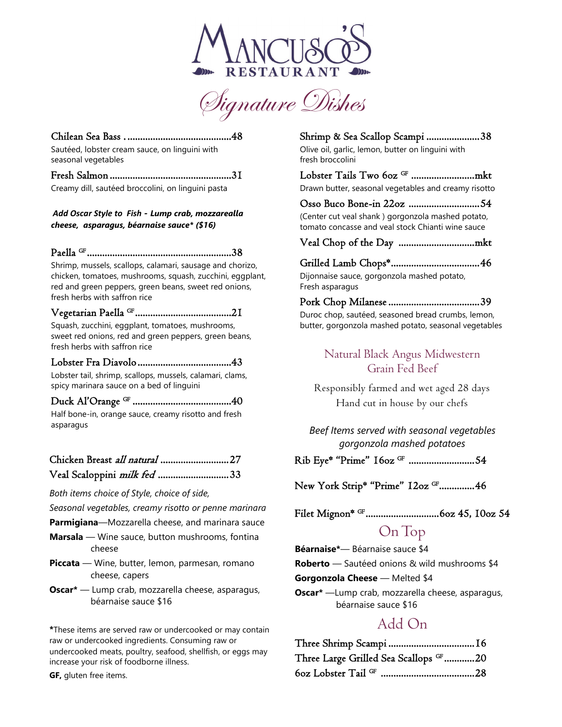# MANCUSO'S RESTAURANT

## Signature Dishes

**Chilean Sea Bass** .......................................... 48
Sautéed, lobster cream sauce, on linguini with seasonal vegetables

**Fresh Salmon** ................................................ 31
Creamy dill, sautéed broccolini, on linguini pasta

***Add Oscar Style to Fish - Lump crab, mozzareella cheese, asparagus, béarnaise sauce* ($16)***

**Paella** GF ......................................................... 38
Shrimp, mussels, scallops, calamari, sausage and chorizo, chicken, tomatoes, mushrooms, squash, zucchini, eggplant, red and green peppers, green beans, sweet red onions, fresh herbs with saffron rice

**Vegetarian Paella** GF ...................................... 21
Squash, zucchini, eggplant, tomatoes, mushrooms, sweet red onions, red and green peppers, green beans, fresh herbs with saffron rice

**Lobster Fra Diavolo** ..................................... 43
Lobster tail, shrimp, scallops, mussels, calamari, clams, spicy marinara sauce on a bed of linguini

**Duck Al'Orange** GF ....................................... 40
Half bone-in, orange sauce, creamy risotto and fresh asparagus

**Chicken Breast** *all natural* ........................... 27
**Veal Scaloppini** *milk fed* ............................ 33

*Both items choice of Style, choice of side,*
*Seasonal vegetables, creamy risotto or penne marinara*

**Parmigiana**—Mozzarella cheese, and marinara sauce
**Marsala** — Wine sauce, button mushrooms, fontina cheese
**Piccata** — Wine, butter, lemon, parmesan, romano cheese, capers
**Oscar*** — Lump crab, mozzarella cheese, asparagus, béarnaise sauce $16

**Shrimp & Sea Scallop Scampi** ..................... 38
Olive oil, garlic, lemon, butter on linguini with fresh broccolini

**Lobster Tails Two 6oz** GF ......................... mkt
Drawn butter, seasonal vegetables and creamy risotto

**Osso Buco Bone-in 22oz** ............................ 54
(Center cut veal shank ) gorgonzola mashed potato, tomato concasse and veal stock Chianti wine sauce

**Veal Chop of the Day** .............................. mkt

**Grilled Lamb Chops*** ................................... 46
Dijonnaise sauce, gorgonzola mashed potato, Fresh asparagus

**Pork Chop Milanese** .................................... 39
Duroc chop, sautéed, seasoned bread crumbs, lemon, butter, gorgonzola mashed potato, seasonal vegetables

### Natural Black Angus Midwestern Grain Fed Beef

Responsibly farmed and wet aged 28 days
Hand cut in house by our chefs

*Beef Items served with seasonal vegetables gorgonzola mashed potatoes*

**Rib Eye* "Prime" 16oz** GF .......................... 54

**New York Strip* "Prime" 12oz** GF .............. 46

**Filet Mignon*** GF ............................ 6oz 45, 10oz 54

### On Top

**Béarnaise***— Béarnaise sauce $4
**Roberto** — Sautéed onions & wild mushrooms $4
**Gorgonzola Cheese** — Melted $4
**Oscar*** —Lump crab, mozzarella cheese, asparagus, béarnaise sauce $16

### Add On

**Three Shrimp Scampi** .................................. 16
**Three Large Grilled Sea Scallops** GF ............ 20
**6oz Lobster Tail** GF ..................................... 28

**\***These items are served raw or undercooked or may contain raw or undercooked ingredients. Consuming raw or undercooked meats, poultry, seafood, shellfish, or eggs may increase your risk of foodborne illness.

**GF,** gluten free items.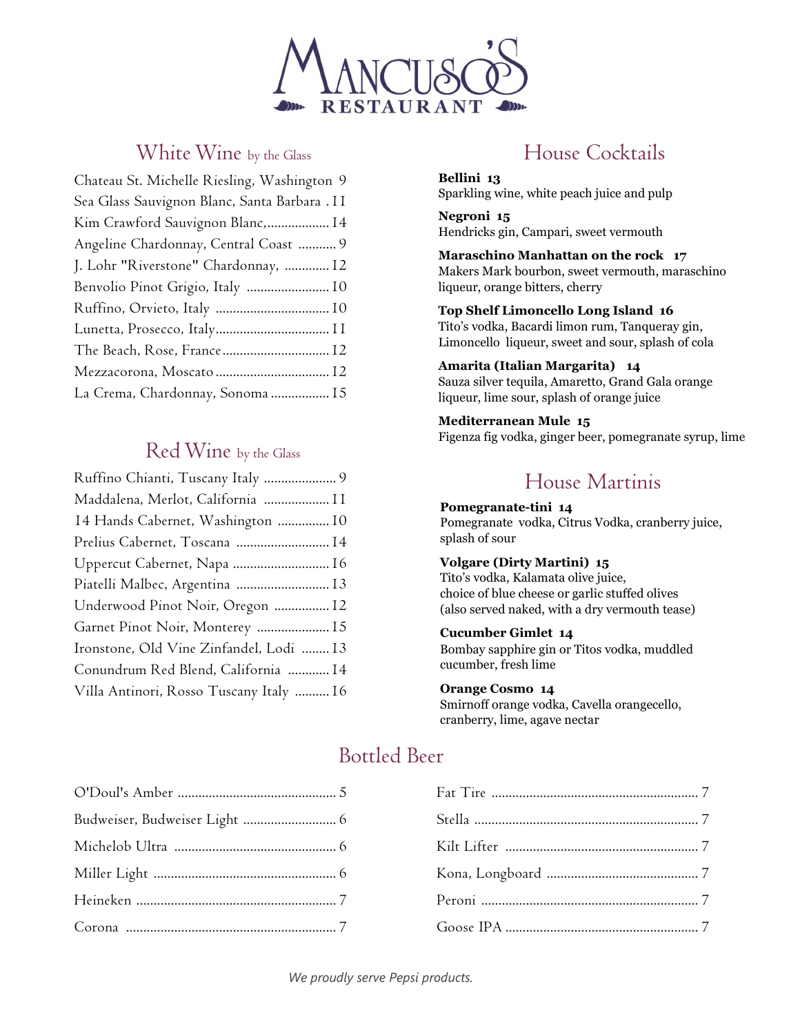# MANCUSO'S RESTAURANT

## White Wine *by the Glass*

Chateau St. Michelle Riesling, Washington 9
Sea Glass Sauvignon Blanc, Santa Barbara . 11
Kim Crawford Sauvignon Blanc,.................. 14
Angeline Chardonnay, Central Coast ........... 9
J. Lohr "Riverstone" Chardonnay, ............. 12
Benvolio Pinot Grigio, Italy ........................ 10
Ruffino, Orvieto, Italy ................................ 10
Lunetta, Prosecco, Italy................................ 11
The Beach, Rose, France.............................. 12
Mezzacorona, Moscato................................ 12
La Crema, Chardonnay, Sonoma................. 15

## Red Wine *by the Glass*

Ruffino Chianti, Tuscany Italy ..................... 9
Maddalena, Merlot, California ................... 11
14 Hands Cabernet, Washington ............... 10
Prelius Cabernet, Toscana ........................... 14
Uppercut Cabernet, Napa ............................ 16
Piatelli Malbec, Argentina ........................... 13
Underwood Pinot Noir, Oregon ................ 12
Garnet Pinot Noir, Monterey ..................... 15
Ironstone, Old Vine Zinfandel, Lodi ........ 13
Conundrum Red Blend, California ............ 14
Villa Antinori, Rosso Tuscany Italy .......... 16

## House Cocktails

**Bellini 13**
Sparkling wine, white peach juice and pulp

**Negroni 15**
Hendricks gin, Campari, sweet vermouth

**Maraschino Manhattan on the rock 17**
Makers Mark bourbon, sweet vermouth, maraschino liqueur, orange bitters, cherry

**Top Shelf Limoncello Long Island 16**
Tito's vodka, Bacardi limon rum, Tanqueray gin, Limoncello liqueur, sweet and sour, splash of cola

**Amarita (Italian Margarita) 14**
Sauza silver tequila, Amaretto, Grand Gala orange liqueur, lime sour, splash of orange juice

**Mediterranean Mule 15**
Figenza fig vodka, ginger beer, pomegranate syrup, lime

## House Martinis

**Pomegranate-tini 14**
Pomegranate vodka, Citrus Vodka, cranberry juice, splash of sour

**Volgare (Dirty Martini) 15**
Tito's vodka, Kalamata olive juice, choice of blue cheese or garlic stuffed olives (also served naked, with a dry vermouth tease)

**Cucumber Gimlet 14**
Bombay sapphire gin or Titos vodka, muddled cucumber, fresh lime

**Orange Cosmo 14**
Smirnoff orange vodka, Cavella orangecello, cranberry, lime, agave nectar

## Bottled Beer

O'Doul's Amber ............................................. 5
Budweiser, Budweiser Light .......................... 6
Michelob Ultra .............................................. 6
Miller Light .................................................... 6
Heineken ........................................................ 7
Corona ............................................................ 7
Fat Tire ........................................................... 7
Stella ............................................................... 7
Kilt Lifter ....................................................... 7
Kona, Longboard ........................................... 7
Peroni .............................................................. 7
Goose IPA ....................................................... 7

*We proudly serve Pepsi products.*